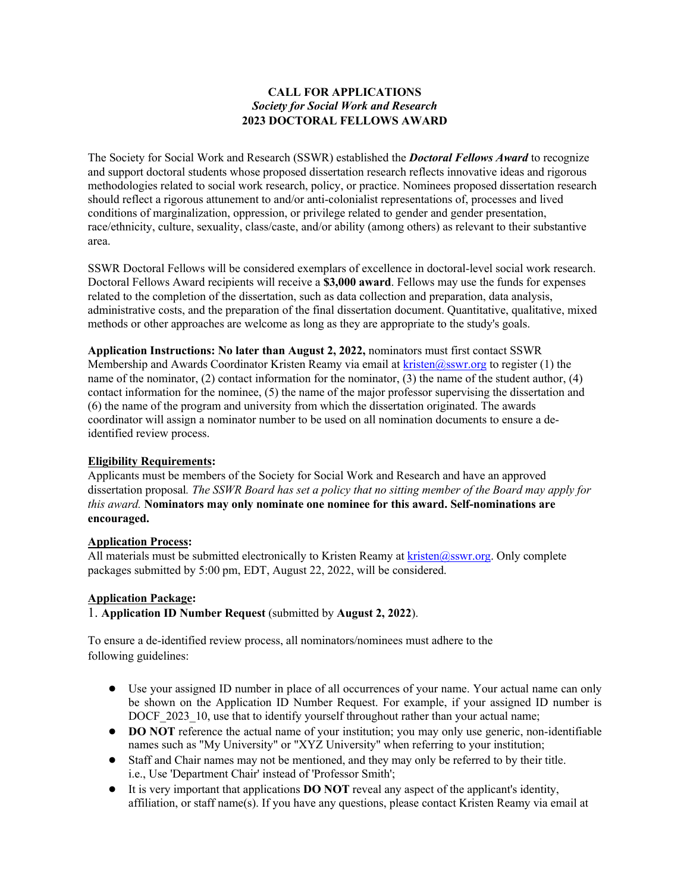**CALL FOR APPLICATIONS**
***Society for Social Work and Research***
**2023 DOCTORAL FELLOWS AWARD**

The Society for Social Work and Research (SSWR) established the ***Doctoral Fellows Award*** to recognize and support doctoral students whose proposed dissertation research reflects innovative ideas and rigorous methodologies related to social work research, policy, or practice. Nominees proposed dissertation research should reflect a rigorous attunement to and/or anti-colonialist representations of, processes and lived conditions of marginalization, oppression, or privilege related to gender and gender presentation, race/ethnicity, culture, sexuality, class/caste, and/or ability (among others) as relevant to their substantive area.

SSWR Doctoral Fellows will be considered exemplars of excellence in doctoral-level social work research. Doctoral Fellows Award recipients will receive a **$3,000 award**. Fellows may use the funds for expenses related to the completion of the dissertation, such as data collection and preparation, data analysis, administrative costs, and the preparation of the final dissertation document. Quantitative, qualitative, mixed methods or other approaches are welcome as long as they are appropriate to the study's goals.

**Application Instructions: No later than August 2, 2022,** nominators must first contact SSWR Membership and Awards Coordinator Kristen Reamy via email at kristen@sswr.org to register (1) the name of the nominator, (2) contact information for the nominator, (3) the name of the student author, (4) contact information for the nominee, (5) the name of the major professor supervising the dissertation and (6) the name of the program and university from which the dissertation originated. The awards coordinator will assign a nominator number to be used on all nomination documents to ensure a de-identified review process.

**Eligibility Requirements:**
Applicants must be members of the Society for Social Work and Research and have an approved dissertation proposal*. The SSWR Board has set a policy that no sitting member of the Board may apply for this award.* **Nominators may only nominate one nominee for this award. Self-nominations are encouraged.**

**Application Process:**
All materials must be submitted electronically to Kristen Reamy at kristen@sswr.org. Only complete packages submitted by 5:00 pm, EDT, August 22, 2022, will be considered.

**Application Package:**

1. **Application ID Number Request** (submitted by **August 2, 2022**).

To ensure a de-identified review process, all nominators/nominees must adhere to the following guidelines:

- Use your assigned ID number in place of all occurrences of your name. Your actual name can only be shown on the Application ID Number Request. For example, if your assigned ID number is DOCF_2023_10, use that to identify yourself throughout rather than your actual name;
- **DO NOT** reference the actual name of your institution; you may only use generic, non-identifiable names such as "My University" or "XYZ University" when referring to your institution;
- Staff and Chair names may not be mentioned, and they may only be referred to by their title. i.e., Use 'Department Chair' instead of 'Professor Smith';
- It is very important that applications **DO NOT** reveal any aspect of the applicant's identity, affiliation, or staff name(s). If you have any questions, please contact Kristen Reamy via email at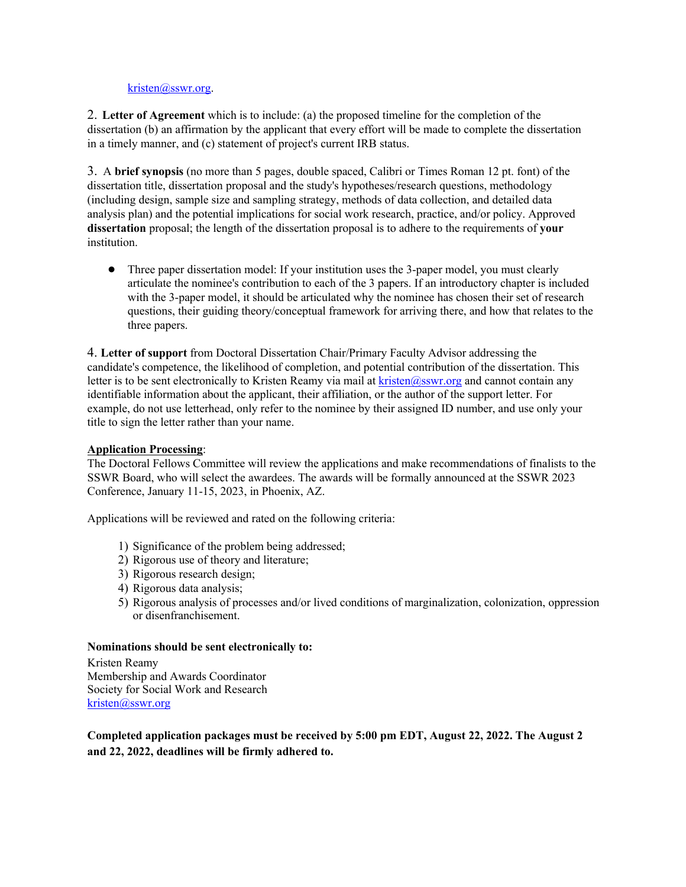kristen@sswr.org.

2. **Letter of Agreement** which is to include: (a) the proposed timeline for the completion of the dissertation (b) an affirmation by the applicant that every effort will be made to complete the dissertation in a timely manner, and (c) statement of project's current IRB status.

3. A **brief synopsis** (no more than 5 pages, double spaced, Calibri or Times Roman 12 pt. font) of the dissertation title, dissertation proposal and the study's hypotheses/research questions, methodology (including design, sample size and sampling strategy, methods of data collection, and detailed data analysis plan) and the potential implications for social work research, practice, and/or policy. Approved **dissertation** proposal; the length of the dissertation proposal is to adhere to the requirements of **your** institution.

- Three paper dissertation model: If your institution uses the 3-paper model, you must clearly articulate the nominee's contribution to each of the 3 papers. If an introductory chapter is included with the 3-paper model, it should be articulated why the nominee has chosen their set of research questions, their guiding theory/conceptual framework for arriving there, and how that relates to the three papers.

4. **Letter of support** from Doctoral Dissertation Chair/Primary Faculty Advisor addressing the candidate's competence, the likelihood of completion, and potential contribution of the dissertation. This letter is to be sent electronically to Kristen Reamy via mail at kristen@sswr.org and cannot contain any identifiable information about the applicant, their affiliation, or the author of the support letter. For example, do not use letterhead, only refer to the nominee by their assigned ID number, and use only your title to sign the letter rather than your name.

**Application Processing**:
The Doctoral Fellows Committee will review the applications and make recommendations of finalists to the SSWR Board, who will select the awardees. The awards will be formally announced at the SSWR 2023 Conference, January 11-15, 2023, in Phoenix, AZ.

Applications will be reviewed and rated on the following criteria:

1) Significance of the problem being addressed;
2) Rigorous use of theory and literature;
3) Rigorous research design;
4) Rigorous data analysis;
5) Rigorous analysis of processes and/or lived conditions of marginalization, colonization, oppression or disenfranchisement.

**Nominations should be sent electronically to:**
Kristen Reamy
Membership and Awards Coordinator
Society for Social Work and Research
kristen@sswr.org

**Completed application packages must be received by 5:00 pm EDT, August 22, 2022. The August 2 and 22, 2022, deadlines will be firmly adhered to.**